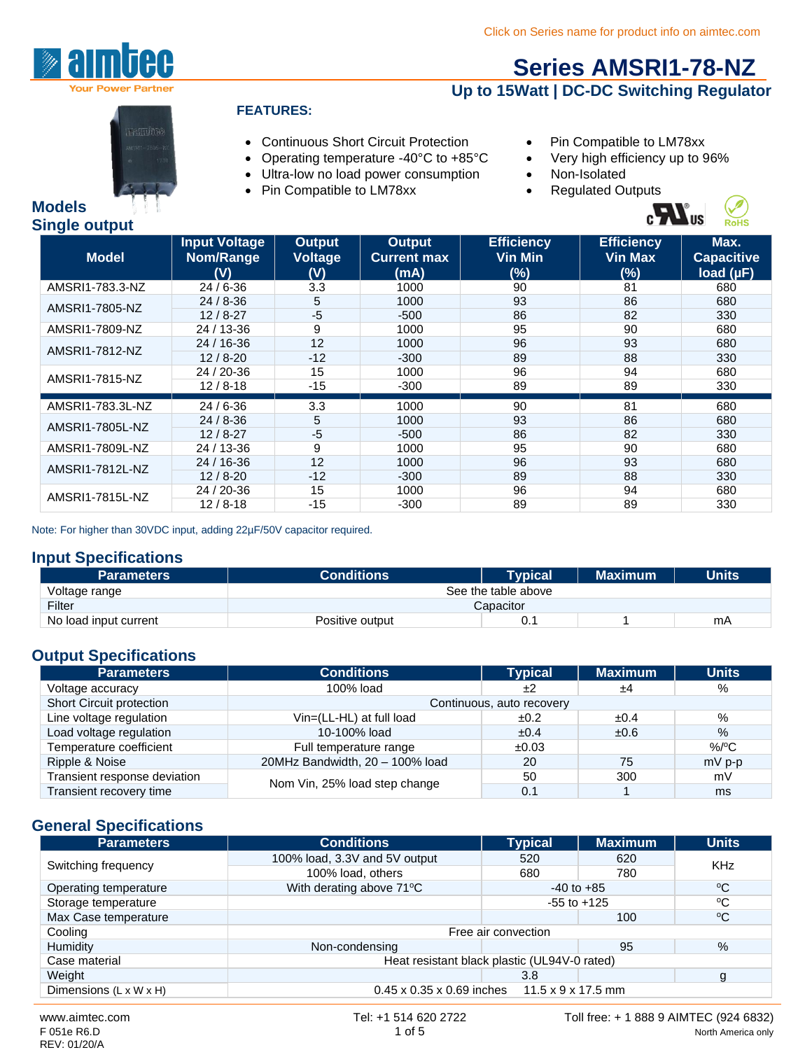Click on Series name for product info on aimtec.com

aimtec
Your Power Partner

# Series AMSRI1-78-NZ

## Up to 15Watt | DC-DC Switching Regulator

**FEATURES:**

- Continuous Short Circuit Protection
- Operating temperature -40°C to +85°C
- Ultra-low no load power consumption
- Pin Compatible to LM78xx
- Pin Compatible to LM78xx
- Very high efficiency up to 96%
- Non-Isolated
- Regulated Outputs

## Models
## Single output

| Model | Input Voltage Nom/Range (V) | Output Voltage (V) | Output Current max (mA) | Efficiency Vin Min (%) | Efficiency Vin Max (%) | Max. Capacitive load (µF) |
|---|---|---|---|---|---|---|
| AMSRI1-783.3-NZ | 24 / 6-36 | 3.3 | 1000 | 90 | 81 | 680 |
| AMSRI1-7805-NZ | 24 / 8-36 | 5 | 1000 | 93 | 86 | 680 |
| | 12 / 8-27 | -5 | -500 | 86 | 82 | 330 |
| AMSRI1-7809-NZ | 24 / 13-36 | 9 | 1000 | 95 | 90 | 680 |
| AMSRI1-7812-NZ | 24 / 16-36 | 12 | 1000 | 96 | 93 | 680 |
| | 12 / 8-20 | -12 | -300 | 89 | 88 | 330 |
| AMSRI1-7815-NZ | 24 / 20-36 | 15 | 1000 | 96 | 94 | 680 |
| | 12 / 8-18 | -15 | -300 | 89 | 89 | 330 |
| AMSRI1-783.3L-NZ | 24 / 6-36 | 3.3 | 1000 | 90 | 81 | 680 |
| AMSRI1-7805L-NZ | 24 / 8-36 | 5 | 1000 | 93 | 86 | 680 |
| | 12 / 8-27 | -5 | -500 | 86 | 82 | 330 |
| AMSRI1-7809L-NZ | 24 / 13-36 | 9 | 1000 | 95 | 90 | 680 |
| AMSRI1-7812L-NZ | 24 / 16-36 | 12 | 1000 | 96 | 93 | 680 |
| | 12 / 8-20 | -12 | -300 | 89 | 88 | 330 |
| AMSRI1-7815L-NZ | 24 / 20-36 | 15 | 1000 | 96 | 94 | 680 |
| | 12 / 8-18 | -15 | -300 | 89 | 89 | 330 |

Note: For higher than 30VDC input, adding 22µF/50V capacitor required.

## Input Specifications

| Parameters | Conditions | Typical | Maximum | Units |
|---|---|---|---|---|
| Voltage range | See the table above | | | |
| Filter | Capacitor | | | |
| No load input current | Positive output | 0.1 | 1 | mA |

## Output Specifications

| Parameters | Conditions | Typical | Maximum | Units |
|---|---|---|---|---|
| Voltage accuracy | 100% load | ±2 | ±4 | % |
| Short Circuit protection | Continuous, auto recovery | | | |
| Line voltage regulation | Vin=(LL-HL) at full load | ±0.2 | ±0.4 | % |
| Load voltage regulation | 10-100% load | ±0.4 | ±0.6 | % |
| Temperature coefficient | Full temperature range | ±0.03 | | %/ºC |
| Ripple & Noise | 20MHz Bandwidth, 20 – 100% load | 20 | 75 | mV p-p |
| Transient response deviation | Nom Vin, 25% load step change | 50 | 300 | mV |
| Transient recovery time | | 0.1 | 1 | ms |

## General Specifications

| Parameters | Conditions | Typical | Maximum | Units |
|---|---|---|---|---|
| Switching frequency | 100% load, 3.3V and 5V output | 520 | 620 | KHz |
| | 100% load, others | 680 | 780 | |
| Operating temperature | With derating above 71ºC | -40 to +85 | | ºC |
| Storage temperature | | -55 to +125 | | ºC |
| Max Case temperature | | | 100 | ºC |
| Cooling | Free air convection | | | |
| Humidity | Non-condensing | | 95 | % |
| Case material | Heat resistant black plastic (UL94V-0 rated) | | | |
| Weight | | 3.8 | | g |
| Dimensions (L x W x H) | 0.45 x 0.35 x 0.69 inches    11.5 x 9 x 17.5 mm | | | |

www.aimtec.com Tel: +1 514 620 2722 Toll free: + 1 888 9 AIMTEC (924 6832) North America only

F 051e R6.D
REV: 01/20/A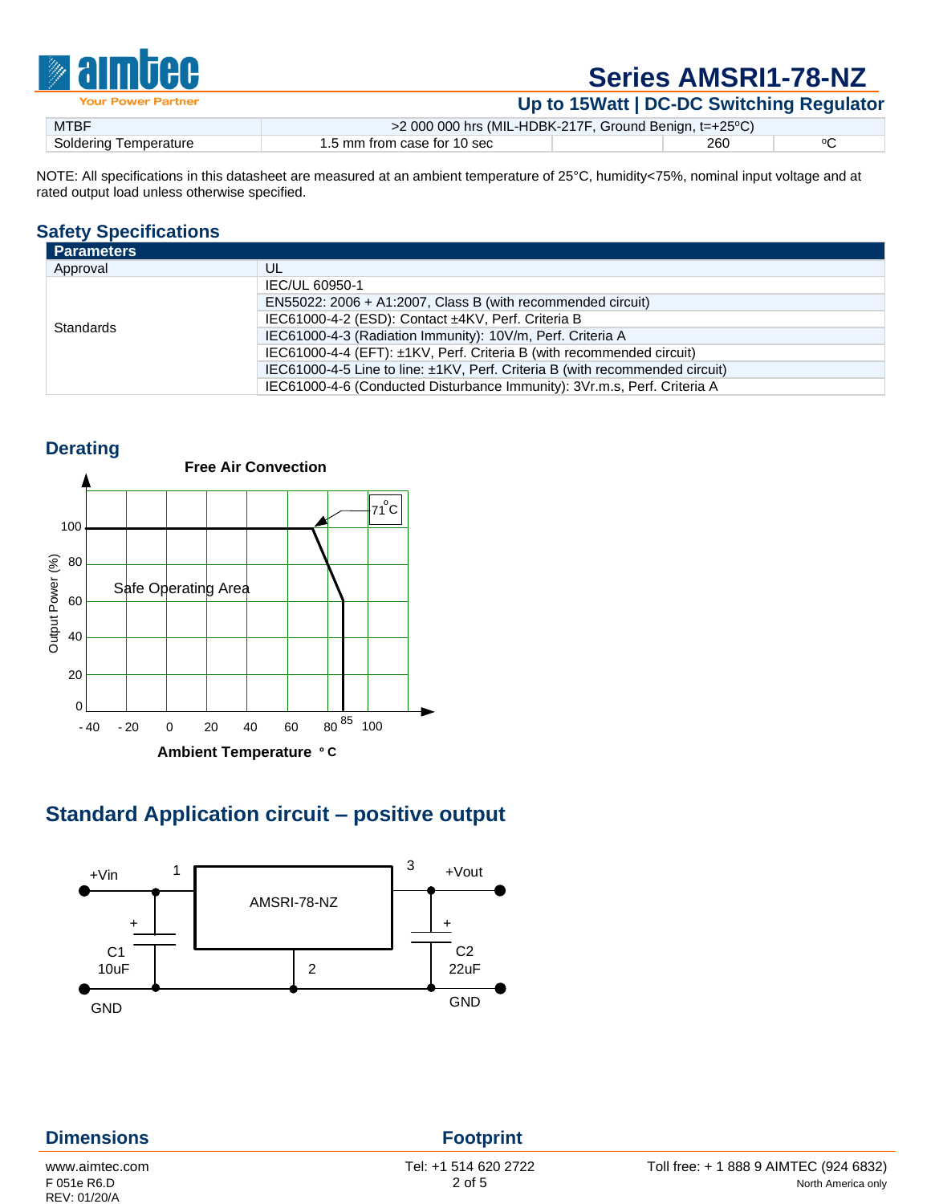| MTBF | >2 000 000 hrs (MIL-HDBK-217F, Ground Benign, t=+25ºC) | | | |
|---|---|---|---|---|
| Soldering Temperature | 1.5 mm from case for 10 sec | | 260 | ºC |

NOTE: All specifications in this datasheet are measured at an ambient temperature of 25°C, humidity<75%, nominal input voltage and at rated output load unless otherwise specified.

## Safety Specifications

| Parameters | |
|---|---|
| Approval | UL |
| Standards | IEC/UL 60950-1 |
| | EN55022: 2006 + A1:2007, Class B (with recommended circuit) |
| | IEC61000-4-2 (ESD): Contact ±4KV, Perf. Criteria B |
| | IEC61000-4-3 (Radiation Immunity): 10V/m, Perf. Criteria A |
| | IEC61000-4-4 (EFT): ±1KV, Perf. Criteria B (with recommended circuit) |
| | IEC61000-4-5 Line to line: ±1KV, Perf. Criteria B (with recommended circuit) |
| | IEC61000-4-6 (Conducted Disturbance Immunity): 3Vr.m.s, Perf. Criteria A |

## Derating

Free Air Convection

Output Power (%): 0, 20, 40, 60, 80, 100

Ambient Temperature °C: -40, -20, 0, 20, 40, 60, 80, 85, 100

71°C

Safe Operating Area

## Standard Application circuit – positive output

+Vin, 1, 3, +Vout, AMSRI-78-NZ, +, C1 10uF, 2, C2 22uF, GND, GND

## Dimensions

## Footprint

www.aimtec.com | Tel: +1 514 620 2722 | Toll free: + 1 888 9 AIMTEC (924 6832) North America only

F 051e R6.D
REV: 01/20/A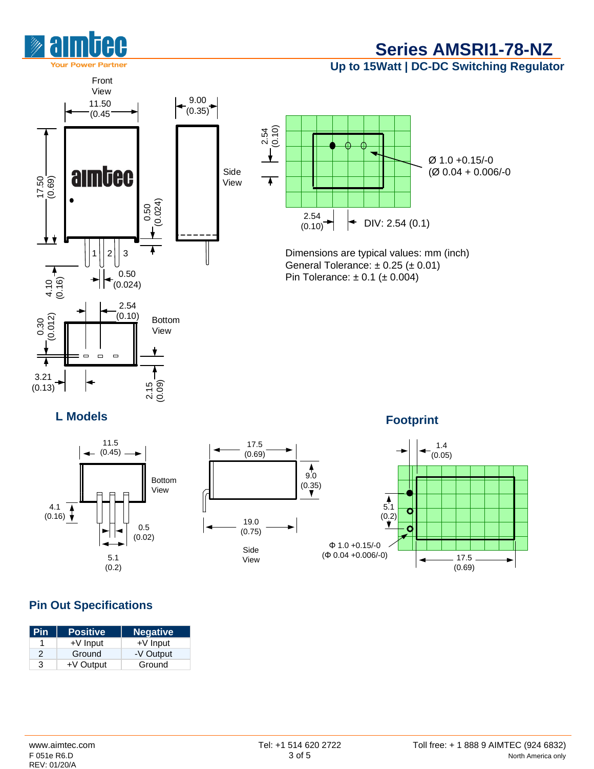Dimensions are typical values: mm (inch)
General Tolerance: ± 0.25 (± 0.01)
Pin Tolerance: ± 0.1 (± 0.004)

## L Models

## Footprint

## Pin Out Specifications

| Pin | Positive | Negative |
|---|---|---|
| 1 | +V Input | +V Input |
| 2 | Ground | -V Output |
| 3 | +V Output | Ground |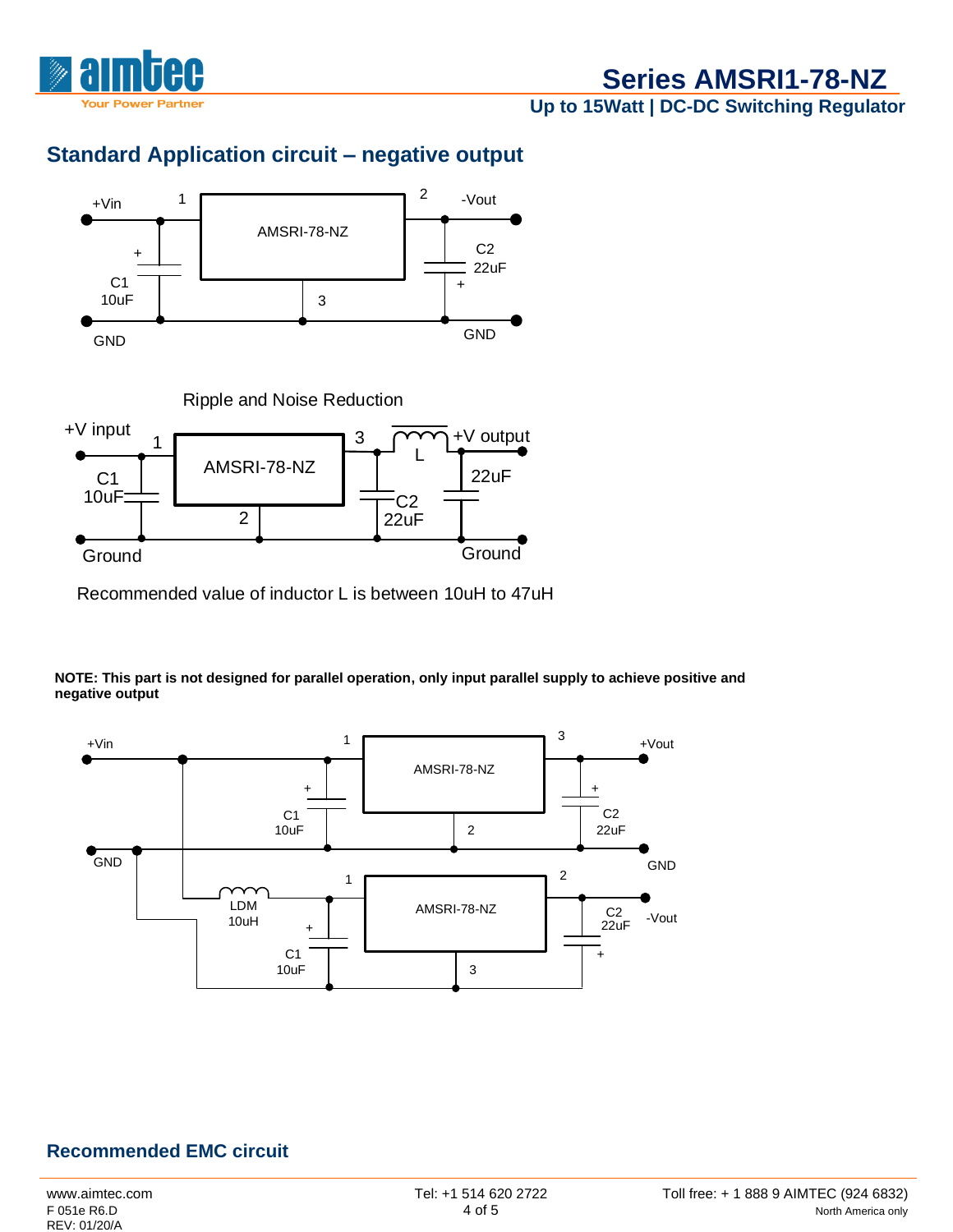## Standard Application circuit – negative output

+Vin 1 AMSRI-78-NZ 2 -Vout

C1 10uF C2 22uF

3

GND GND

Ripple and Noise Reduction

+V input 1 AMSRI-78-NZ 3 L +V output

C1 10uF 2 C2 22uF 22uF

Ground Ground

Recommended value of inductor L is between 10uH to 47uH

**NOTE: This part is not designed for parallel operation, only input parallel supply to achieve positive and negative output**

+Vin 1 AMSRI-78-NZ 3 +Vout

C1 10uF 2 C2 22uF

GND GND

LDM 10uH 1 AMSRI-78-NZ 2 C2 22uF -Vout

C1 10uF 3

## Recommended EMC circuit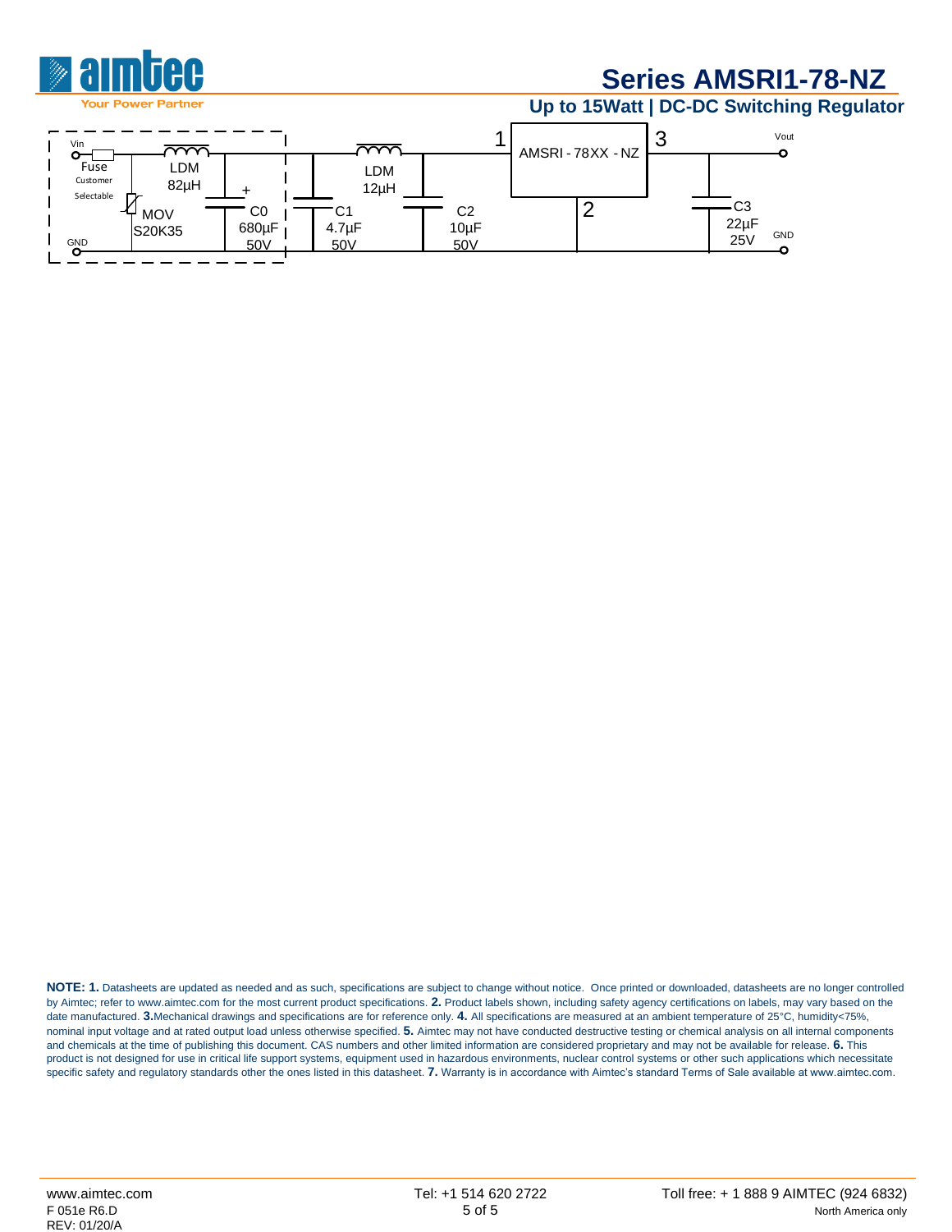Vin

Fuse

Customer

Selectable

LDM

82µH

MOV

S20K35

GND

+

C0

680µF

50V

LDM

12µH

C1

4.7µF

50V

C2

10µF

50V

1

AMSRI - 78XX - NZ

2

3

C3

22µF

25V

Vout

GND

**NOTE: 1.** Datasheets are updated as needed and as such, specifications are subject to change without notice. Once printed or downloaded, datasheets are no longer controlled by Aimtec; refer to www.aimtec.com for the most current product specifications. **2.** Product labels shown, including safety agency certifications on labels, may vary based on the date manufactured. **3.**Mechanical drawings and specifications are for reference only. **4.** All specifications are measured at an ambient temperature of 25°C, humidity<75%, nominal input voltage and at rated output load unless otherwise specified. **5.** Aimtec may not have conducted destructive testing or chemical analysis on all internal components and chemicals at the time of publishing this document. CAS numbers and other limited information are considered proprietary and may not be available for release. **6.** This product is not designed for use in critical life support systems, equipment used in hazardous environments, nuclear control systems or other such applications which necessitate specific safety and regulatory standards other the ones listed in this datasheet. **7.** Warranty is in accordance with Aimtec's standard Terms of Sale available at www.aimtec.com.